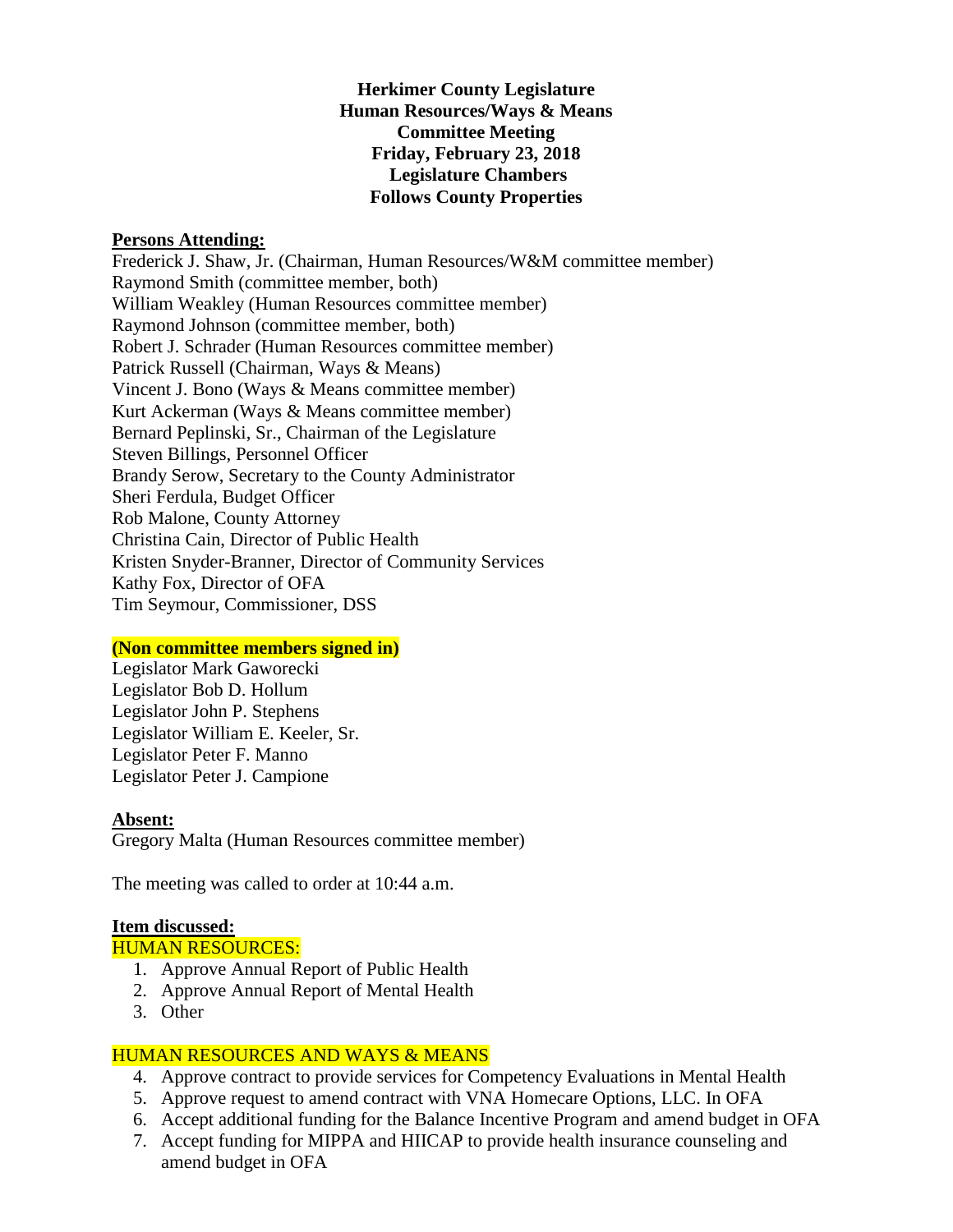**Herkimer County Legislature**
**Human Resources/Ways & Means**
**Committee Meeting**
**Friday, February 23, 2018**
**Legislature Chambers**
**Follows County Properties**

**Persons Attending:**

Frederick J. Shaw, Jr. (Chairman, Human Resources/W&M committee member)
Raymond Smith (committee member, both)
William Weakley (Human Resources committee member)
Raymond Johnson (committee member, both)
Robert J. Schrader (Human Resources committee member)
Patrick Russell (Chairman, Ways & Means)
Vincent J. Bono (Ways & Means committee member)
Kurt Ackerman (Ways & Means committee member)
Bernard Peplinski, Sr., Chairman of the Legislature
Steven Billings, Personnel Officer
Brandy Serow, Secretary to the County Administrator
Sheri Ferdula, Budget Officer
Rob Malone, County Attorney
Christina Cain, Director of Public Health
Kristen Snyder-Branner, Director of Community Services
Kathy Fox, Director of OFA
Tim Seymour, Commissioner, DSS

**(Non committee members signed in)**

Legislator Mark Gaworecki
Legislator Bob D. Hollum
Legislator John P. Stephens
Legislator William E. Keeler, Sr.
Legislator Peter F. Manno
Legislator Peter J. Campione

**Absent:**

Gregory Malta (Human Resources committee member)

The meeting was called to order at 10:44 a.m.

**Item discussed:**

HUMAN RESOURCES:

1. Approve Annual Report of Public Health
2. Approve Annual Report of Mental Health
3. Other

HUMAN RESOURCES AND WAYS & MEANS

4. Approve contract to provide services for Competency Evaluations in Mental Health
5. Approve request to amend contract with VNA Homecare Options, LLC. In OFA
6. Accept additional funding for the Balance Incentive Program and amend budget in OFA
7. Accept funding for MIPPA and HIICAP to provide health insurance counseling and amend budget in OFA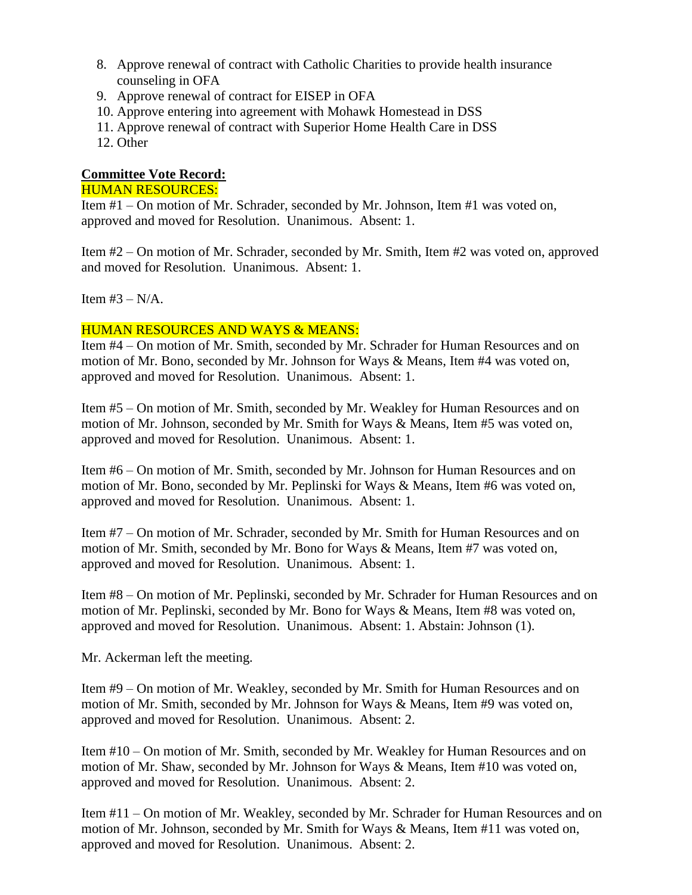8. Approve renewal of contract with Catholic Charities to provide health insurance counseling in OFA
9. Approve renewal of contract for EISEP in OFA
10. Approve entering into agreement with Mohawk Homestead in DSS
11. Approve renewal of contract with Superior Home Health Care in DSS
12. Other

**Committee Vote Record:**

HUMAN RESOURCES:

Item #1 – On motion of Mr. Schrader, seconded by Mr. Johnson, Item #1 was voted on, approved and moved for Resolution. Unanimous. Absent: 1.

Item #2 – On motion of Mr. Schrader, seconded by Mr. Smith, Item #2 was voted on, approved and moved for Resolution. Unanimous. Absent: 1.

Item #3 – N/A.

HUMAN RESOURCES AND WAYS & MEANS:

Item #4 – On motion of Mr. Smith, seconded by Mr. Schrader for Human Resources and on motion of Mr. Bono, seconded by Mr. Johnson for Ways & Means, Item #4 was voted on, approved and moved for Resolution. Unanimous. Absent: 1.

Item #5 – On motion of Mr. Smith, seconded by Mr. Weakley for Human Resources and on motion of Mr. Johnson, seconded by Mr. Smith for Ways & Means, Item #5 was voted on, approved and moved for Resolution. Unanimous. Absent: 1.

Item #6 – On motion of Mr. Smith, seconded by Mr. Johnson for Human Resources and on motion of Mr. Bono, seconded by Mr. Peplinski for Ways & Means, Item #6 was voted on, approved and moved for Resolution. Unanimous. Absent: 1.

Item #7 – On motion of Mr. Schrader, seconded by Mr. Smith for Human Resources and on motion of Mr. Smith, seconded by Mr. Bono for Ways & Means, Item #7 was voted on, approved and moved for Resolution. Unanimous. Absent: 1.

Item #8 – On motion of Mr. Peplinski, seconded by Mr. Schrader for Human Resources and on motion of Mr. Peplinski, seconded by Mr. Bono for Ways & Means, Item #8 was voted on, approved and moved for Resolution. Unanimous. Absent: 1. Abstain: Johnson (1).

Mr. Ackerman left the meeting.

Item #9 – On motion of Mr. Weakley, seconded by Mr. Smith for Human Resources and on motion of Mr. Smith, seconded by Mr. Johnson for Ways & Means, Item #9 was voted on, approved and moved for Resolution. Unanimous. Absent: 2.

Item #10 – On motion of Mr. Smith, seconded by Mr. Weakley for Human Resources and on motion of Mr. Shaw, seconded by Mr. Johnson for Ways & Means, Item #10 was voted on, approved and moved for Resolution. Unanimous. Absent: 2.

Item #11 – On motion of Mr. Weakley, seconded by Mr. Schrader for Human Resources and on motion of Mr. Johnson, seconded by Mr. Smith for Ways & Means, Item #11 was voted on, approved and moved for Resolution. Unanimous. Absent: 2.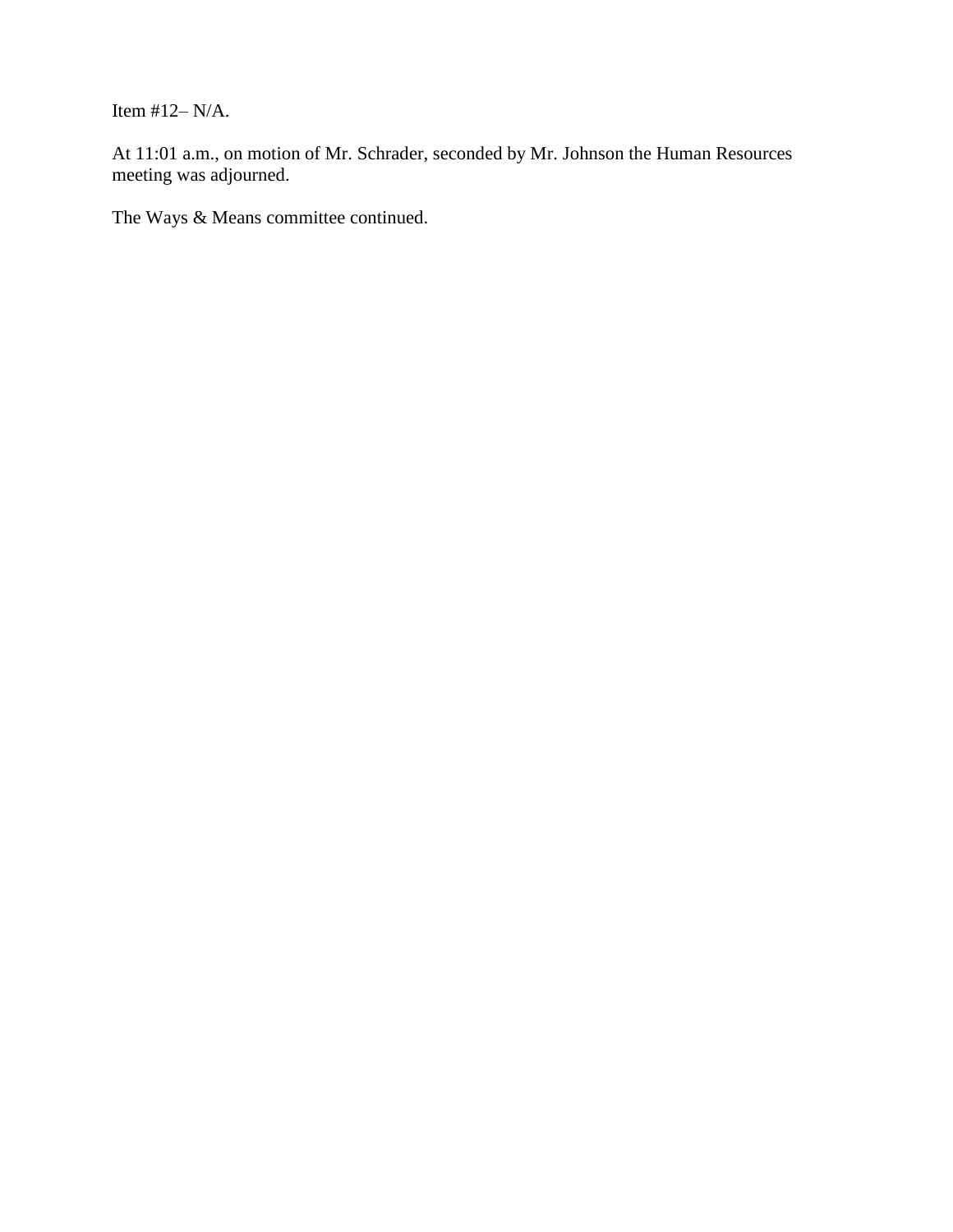Item #12– N/A.

At 11:01 a.m., on motion of Mr. Schrader, seconded by Mr. Johnson the Human Resources meeting was adjourned.

The Ways & Means committee continued.